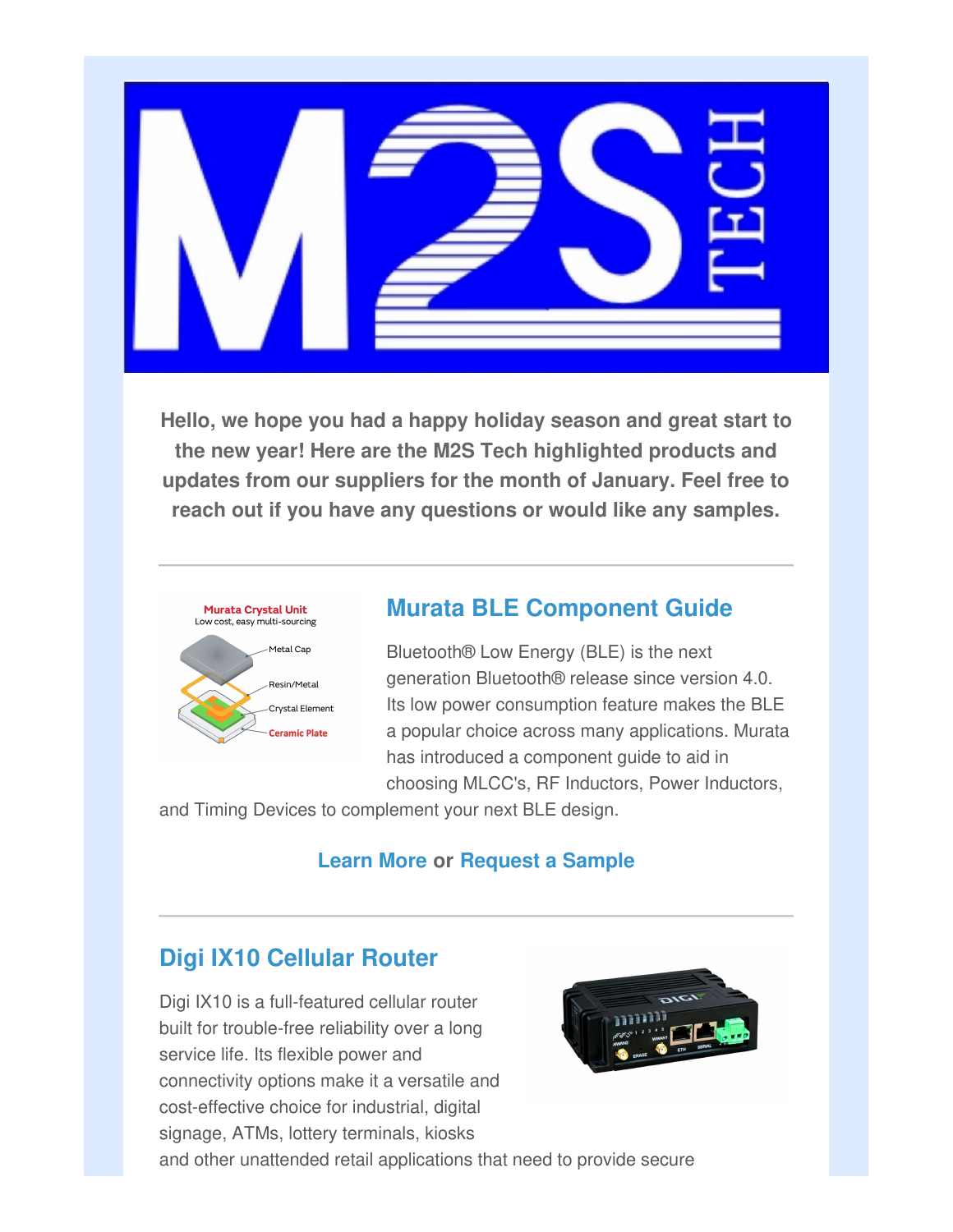Hello, we hope you had a happy holiday season and great start to the new year! Here are the M2S Tech highlighted products and updates from our suppliers for the month of January. Feel free to reach out if you have any questions or would like any samples.

---

## Murata BLE Component Guide

Bluetooth® Low Energy (BLE) is the next generation Bluetooth® release since version 4.0. Its low power consumption feature makes the BLE a popular choice across many applications. Murata has introduced a component guide to aid in choosing MLCC's, RF Inductors, Power Inductors, and Timing Devices to complement your next BLE design.

**Learn More or Request a Sample**

---

## Digi IX10 Cellular Router

Digi IX10 is a full-featured cellular router built for trouble-free reliability over a long service life. Its flexible power and connectivity options make it a versatile and cost-effective choice for industrial, digital signage, ATMs, lottery terminals, kiosks and other unattended retail applications that need to provide secure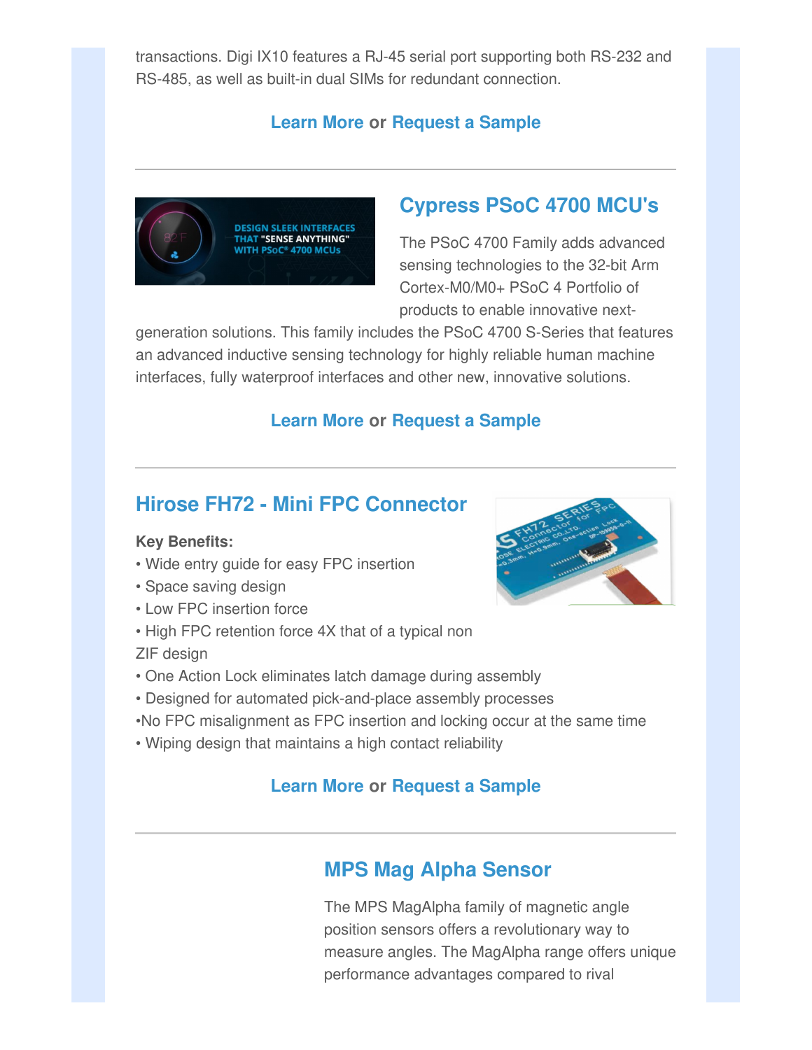transactions. Digi IX10 features a RJ-45 serial port supporting both RS-232 and RS-485, as well as built-in dual SIMs for redundant connection.

**Learn More** or **Request a Sample**

---

## Cypress PSoC 4700 MCU's

The PSoC 4700 Family adds advanced sensing technologies to the 32-bit Arm Cortex-M0/M0+ PSoC 4 Portfolio of products to enable innovative next-generation solutions. This family includes the PSoC 4700 S-Series that features an advanced inductive sensing technology for highly reliable human machine interfaces, fully waterproof interfaces and other new, innovative solutions.

**Learn More** or **Request a Sample**

---

## Hirose FH72 - Mini FPC Connector

**Key Benefits:**

• Wide entry guide for easy FPC insertion
• Space saving design
• Low FPC insertion force
• High FPC retention force 4X that of a typical non ZIF design
• One Action Lock eliminates latch damage during assembly
• Designed for automated pick-and-place assembly processes
•No FPC misalignment as FPC insertion and locking occur at the same time
• Wiping design that maintains a high contact reliability

**Learn More** or **Request a Sample**

---

## MPS Mag Alpha Sensor

The MPS MagAlpha family of magnetic angle position sensors offers a revolutionary way to measure angles. The MagAlpha range offers unique performance advantages compared to rival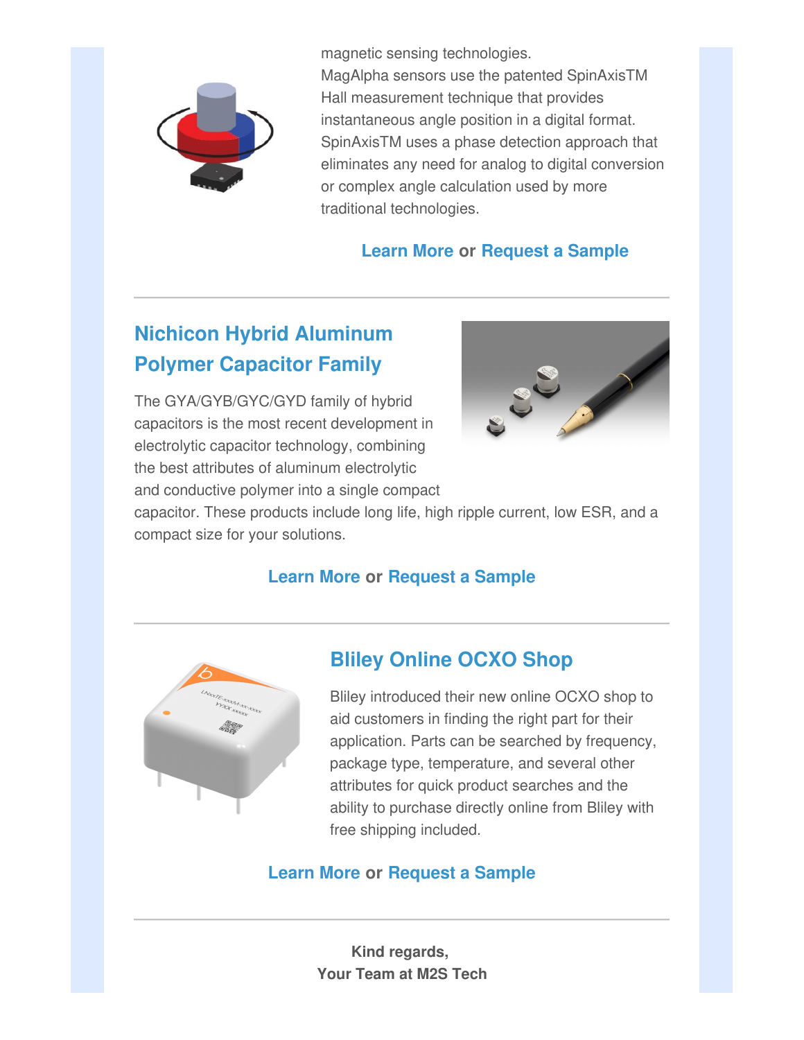magnetic sensing technologies.
MagAlpha sensors use the patented SpinAxisTM Hall measurement technique that provides instantaneous angle position in a digital format. SpinAxisTM uses a phase detection approach that eliminates any need for analog to digital conversion or complex angle calculation used by more traditional technologies.

**Learn More or Request a Sample**

---

## Nichicon Hybrid Aluminum Polymer Capacitor Family

The GYA/GYB/GYC/GYD family of hybrid capacitors is the most recent development in electrolytic capacitor technology, combining the best attributes of aluminum electrolytic and conductive polymer into a single compact capacitor. These products include long life, high ripple current, low ESR, and a compact size for your solutions.

**Learn More or Request a Sample**

---

## Bliley Online OCXO Shop

Bliley introduced their new online OCXO shop to aid customers in finding the right part for their application. Parts can be searched by frequency, package type, temperature, and several other attributes for quick product searches and the ability to purchase directly online from Bliley with free shipping included.

**Learn More or Request a Sample**

---

**Kind regards,**
**Your Team at M2S Tech**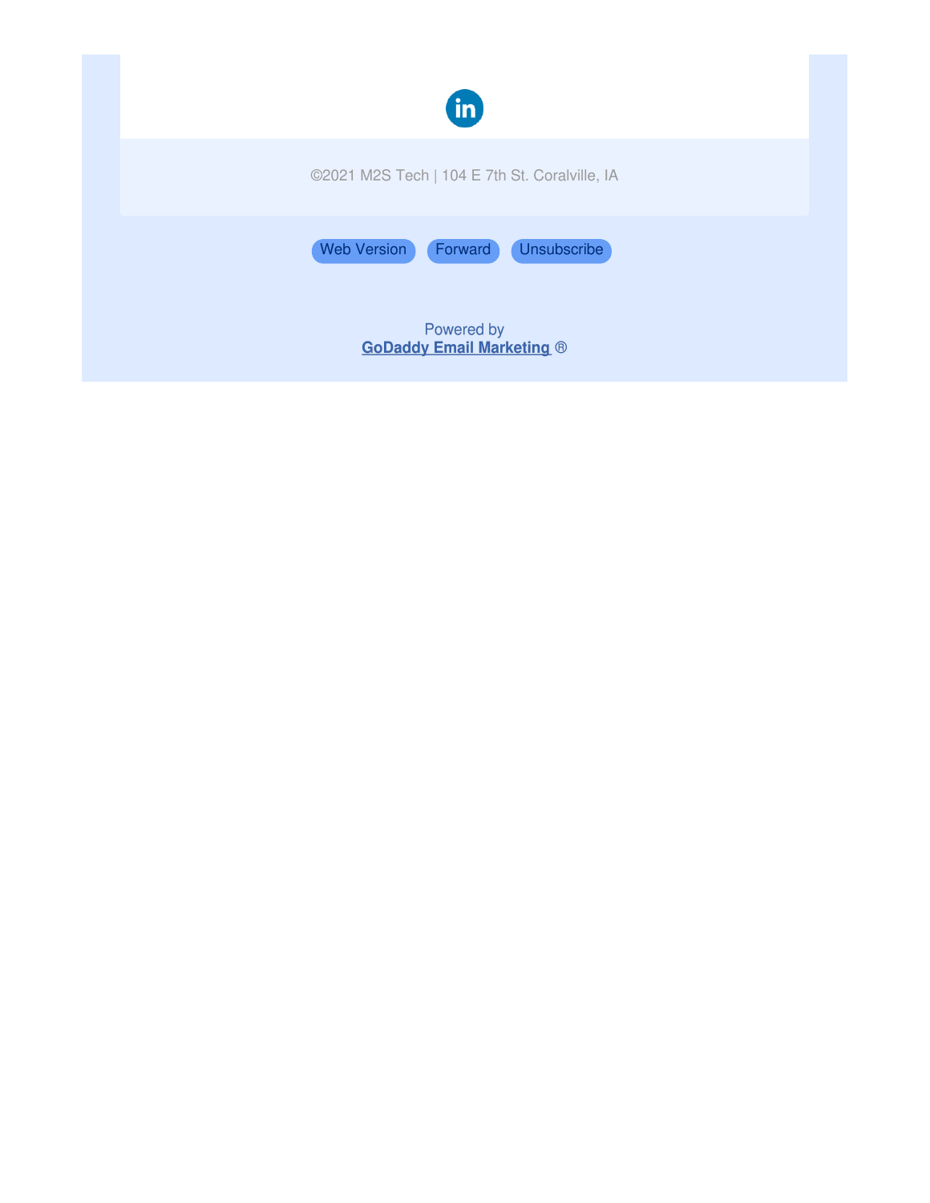©2021 M2S Tech | 104 E 7th St. Coralville, IA

Web Version Forward Unsubscribe

Powered by
**GoDaddy Email Marketing** ®